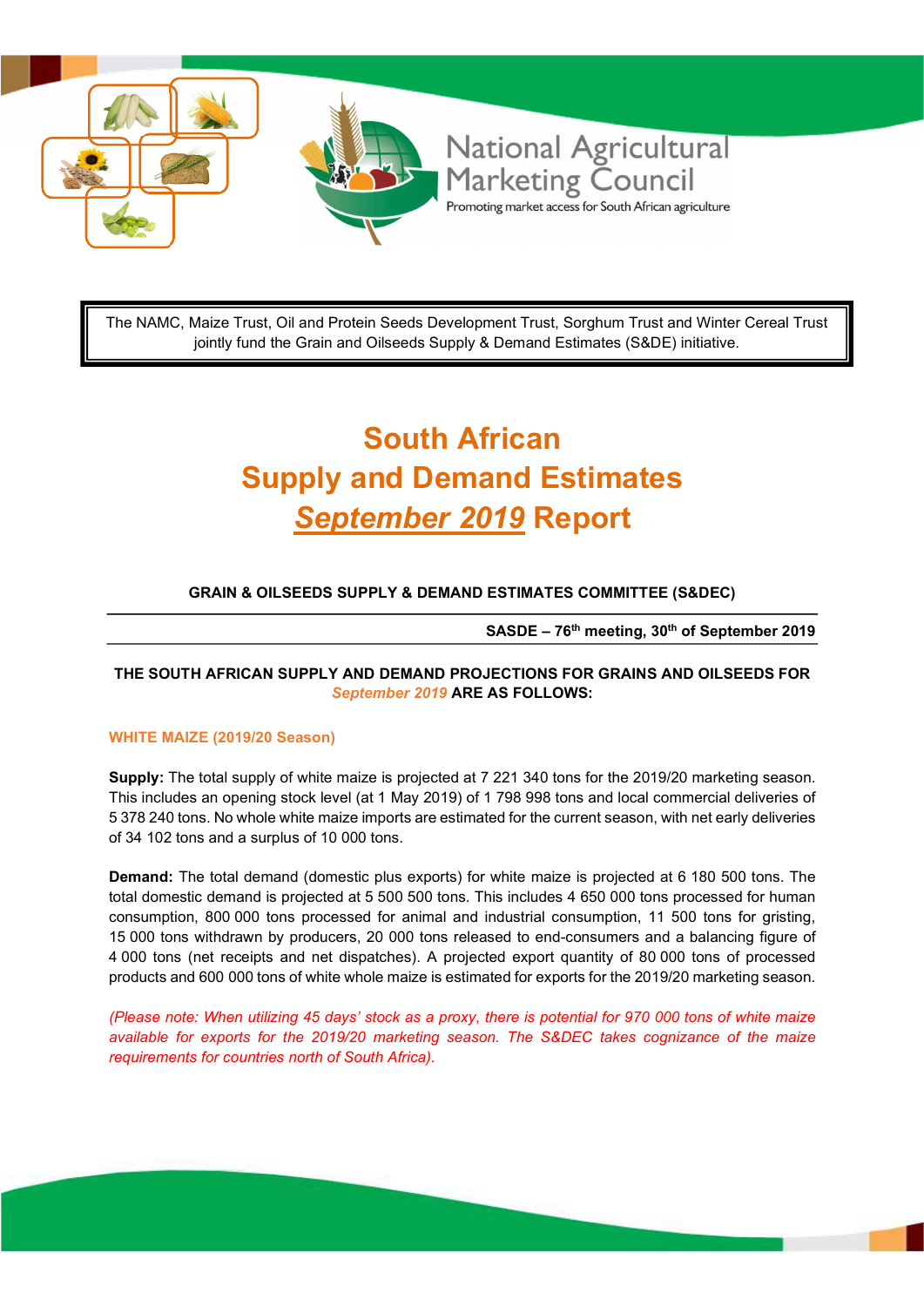National Agricultural Marketing Council

Promoting market access for South African agriculture

The NAMC, Maize Trust, Oil and Protein Seeds Development Trust, Sorghum Trust and Winter Cereal Trust jointly fund the Grain and Oilseeds Supply & Demand Estimates (S&DE) initiative.

# South African Supply and Demand Estimates *September 2019* Report

**GRAIN & OILSEEDS SUPPLY & DEMAND ESTIMATES COMMITTEE (S&DEC)**

**SASDE – 76th meeting, 30th of September 2019**

**THE SOUTH AFRICAN SUPPLY AND DEMAND PROJECTIONS FOR GRAINS AND OILSEEDS FOR *September 2019* ARE AS FOLLOWS:**

## WHITE MAIZE (2019/20 Season)

**Supply:** The total supply of white maize is projected at 7 221 340 tons for the 2019/20 marketing season. This includes an opening stock level (at 1 May 2019) of 1 798 998 tons and local commercial deliveries of 5 378 240 tons. No whole white maize imports are estimated for the current season, with net early deliveries of 34 102 tons and a surplus of 10 000 tons.

**Demand:** The total demand (domestic plus exports) for white maize is projected at 6 180 500 tons. The total domestic demand is projected at 5 500 500 tons. This includes 4 650 000 tons processed for human consumption, 800 000 tons processed for animal and industrial consumption, 11 500 tons for gristing, 15 000 tons withdrawn by producers, 20 000 tons released to end-consumers and a balancing figure of 4 000 tons (net receipts and net dispatches). A projected export quantity of 80 000 tons of processed products and 600 000 tons of white whole maize is estimated for exports for the 2019/20 marketing season.

*(Please note: When utilizing 45 days' stock as a proxy, there is potential for 970 000 tons of white maize available for exports for the 2019/20 marketing season. The S&DEC takes cognizance of the maize requirements for countries north of South Africa).*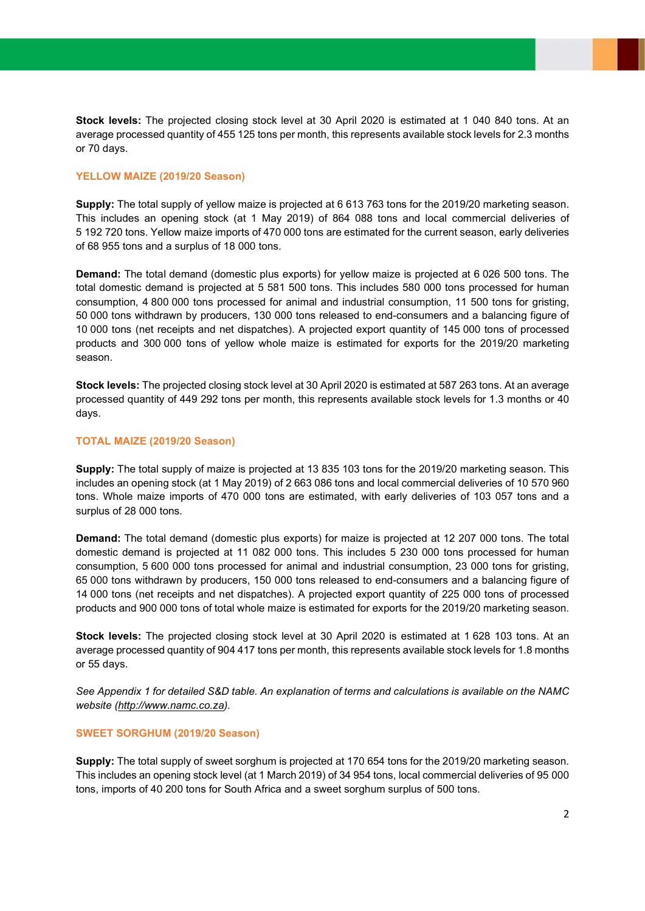**Stock levels:** The projected closing stock level at 30 April 2020 is estimated at 1 040 840 tons. At an average processed quantity of 455 125 tons per month, this represents available stock levels for 2.3 months or 70 days.

## YELLOW MAIZE (2019/20 Season)

**Supply:** The total supply of yellow maize is projected at 6 613 763 tons for the 2019/20 marketing season. This includes an opening stock (at 1 May 2019) of 864 088 tons and local commercial deliveries of 5 192 720 tons. Yellow maize imports of 470 000 tons are estimated for the current season, early deliveries of 68 955 tons and a surplus of 18 000 tons.

**Demand:** The total demand (domestic plus exports) for yellow maize is projected at 6 026 500 tons. The total domestic demand is projected at 5 581 500 tons. This includes 580 000 tons processed for human consumption, 4 800 000 tons processed for animal and industrial consumption, 11 500 tons for gristing, 50 000 tons withdrawn by producers, 130 000 tons released to end-consumers and a balancing figure of 10 000 tons (net receipts and net dispatches). A projected export quantity of 145 000 tons of processed products and 300 000 tons of yellow whole maize is estimated for exports for the 2019/20 marketing season.

**Stock levels:** The projected closing stock level at 30 April 2020 is estimated at 587 263 tons. At an average processed quantity of 449 292 tons per month, this represents available stock levels for 1.3 months or 40 days.

## TOTAL MAIZE (2019/20 Season)

**Supply:** The total supply of maize is projected at 13 835 103 tons for the 2019/20 marketing season. This includes an opening stock (at 1 May 2019) of 2 663 086 tons and local commercial deliveries of 10 570 960 tons. Whole maize imports of 470 000 tons are estimated, with early deliveries of 103 057 tons and a surplus of 28 000 tons.

**Demand:** The total demand (domestic plus exports) for maize is projected at 12 207 000 tons. The total domestic demand is projected at 11 082 000 tons. This includes 5 230 000 tons processed for human consumption, 5 600 000 tons processed for animal and industrial consumption, 23 000 tons for gristing, 65 000 tons withdrawn by producers, 150 000 tons released to end-consumers and a balancing figure of 14 000 tons (net receipts and net dispatches). A projected export quantity of 225 000 tons of processed products and 900 000 tons of total whole maize is estimated for exports for the 2019/20 marketing season.

**Stock levels:** The projected closing stock level at 30 April 2020 is estimated at 1 628 103 tons. At an average processed quantity of 904 417 tons per month, this represents available stock levels for 1.8 months or 55 days.

*See Appendix 1 for detailed S&D table. An explanation of terms and calculations is available on the NAMC website (http://www.namc.co.za).*

## SWEET SORGHUM (2019/20 Season)

**Supply:** The total supply of sweet sorghum is projected at 170 654 tons for the 2019/20 marketing season. This includes an opening stock level (at 1 March 2019) of 34 954 tons, local commercial deliveries of 95 000 tons, imports of 40 200 tons for South Africa and a sweet sorghum surplus of 500 tons.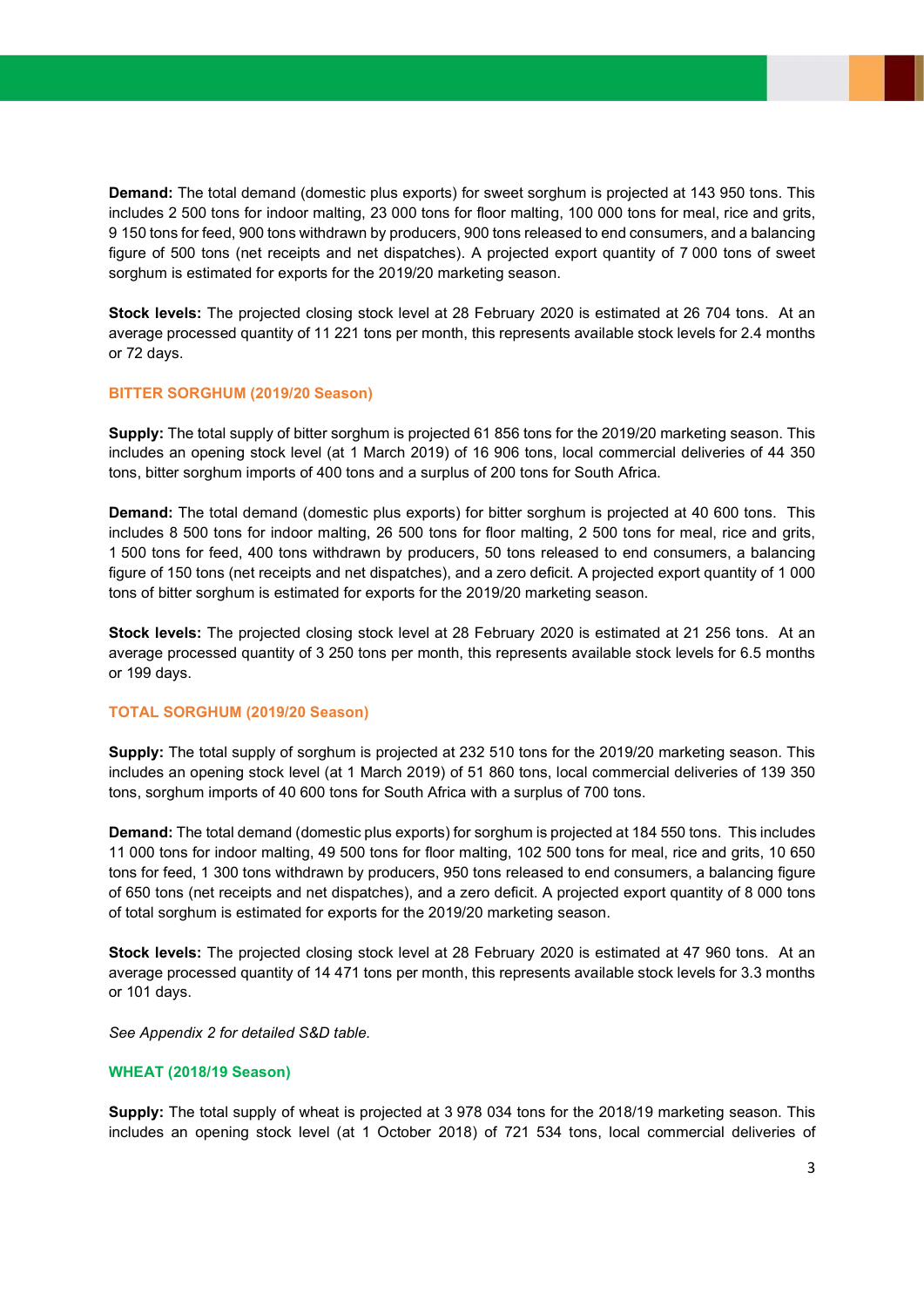**Demand:** The total demand (domestic plus exports) for sweet sorghum is projected at 143 950 tons. This includes 2 500 tons for indoor malting, 23 000 tons for floor malting, 100 000 tons for meal, rice and grits, 9 150 tons for feed, 900 tons withdrawn by producers, 900 tons released to end consumers, and a balancing figure of 500 tons (net receipts and net dispatches). A projected export quantity of 7 000 tons of sweet sorghum is estimated for exports for the 2019/20 marketing season.

**Stock levels:** The projected closing stock level at 28 February 2020 is estimated at 26 704 tons. At an average processed quantity of 11 221 tons per month, this represents available stock levels for 2.4 months or 72 days.

### BITTER SORGHUM (2019/20 Season)

**Supply:** The total supply of bitter sorghum is projected 61 856 tons for the 2019/20 marketing season. This includes an opening stock level (at 1 March 2019) of 16 906 tons, local commercial deliveries of 44 350 tons, bitter sorghum imports of 400 tons and a surplus of 200 tons for South Africa.

**Demand:** The total demand (domestic plus exports) for bitter sorghum is projected at 40 600 tons. This includes 8 500 tons for indoor malting, 26 500 tons for floor malting, 2 500 tons for meal, rice and grits, 1 500 tons for feed, 400 tons withdrawn by producers, 50 tons released to end consumers, a balancing figure of 150 tons (net receipts and net dispatches), and a zero deficit. A projected export quantity of 1 000 tons of bitter sorghum is estimated for exports for the 2019/20 marketing season.

**Stock levels:** The projected closing stock level at 28 February 2020 is estimated at 21 256 tons. At an average processed quantity of 3 250 tons per month, this represents available stock levels for 6.5 months or 199 days.

### TOTAL SORGHUM (2019/20 Season)

**Supply:** The total supply of sorghum is projected at 232 510 tons for the 2019/20 marketing season. This includes an opening stock level (at 1 March 2019) of 51 860 tons, local commercial deliveries of 139 350 tons, sorghum imports of 40 600 tons for South Africa with a surplus of 700 tons.

**Demand:** The total demand (domestic plus exports) for sorghum is projected at 184 550 tons. This includes 11 000 tons for indoor malting, 49 500 tons for floor malting, 102 500 tons for meal, rice and grits, 10 650 tons for feed, 1 300 tons withdrawn by producers, 950 tons released to end consumers, a balancing figure of 650 tons (net receipts and net dispatches), and a zero deficit. A projected export quantity of 8 000 tons of total sorghum is estimated for exports for the 2019/20 marketing season.

**Stock levels:** The projected closing stock level at 28 February 2020 is estimated at 47 960 tons. At an average processed quantity of 14 471 tons per month, this represents available stock levels for 3.3 months or 101 days.

*See Appendix 2 for detailed S&D table.*

### WHEAT (2018/19 Season)

**Supply:** The total supply of wheat is projected at 3 978 034 tons for the 2018/19 marketing season. This includes an opening stock level (at 1 October 2018) of 721 534 tons, local commercial deliveries of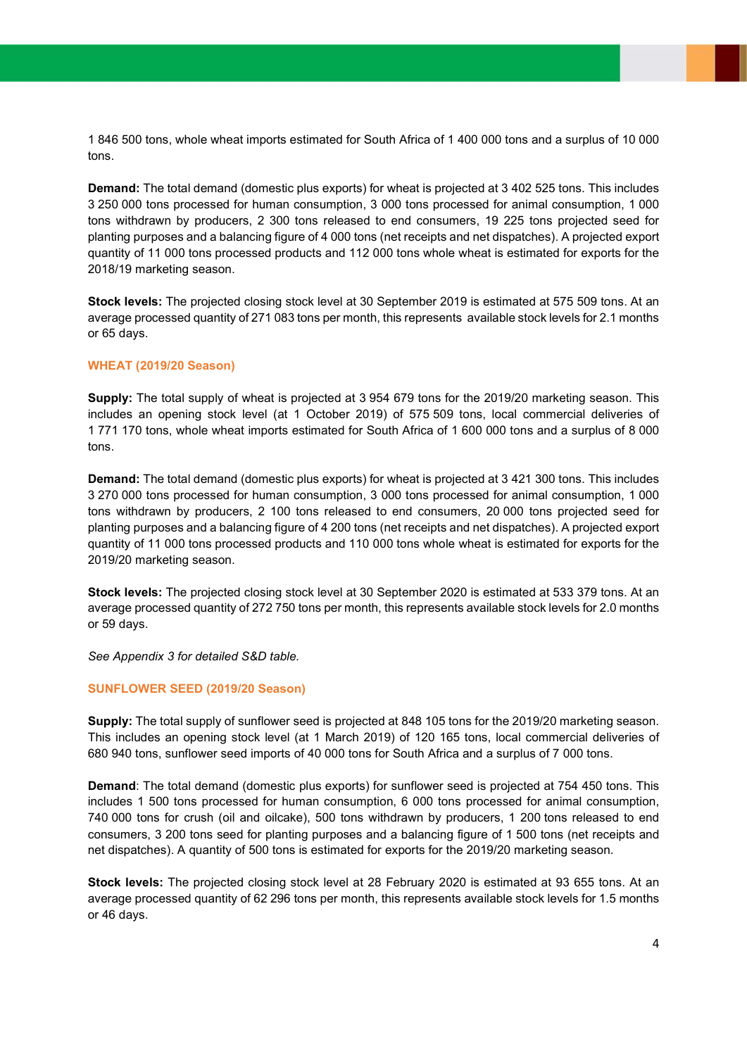1 846 500 tons, whole wheat imports estimated for South Africa of 1 400 000 tons and a surplus of 10 000 tons.

**Demand:** The total demand (domestic plus exports) for wheat is projected at 3 402 525 tons. This includes 3 250 000 tons processed for human consumption, 3 000 tons processed for animal consumption, 1 000 tons withdrawn by producers, 2 300 tons released to end consumers, 19 225 tons projected seed for planting purposes and a balancing figure of 4 000 tons (net receipts and net dispatches). A projected export quantity of 11 000 tons processed products and 112 000 tons whole wheat is estimated for exports for the 2018/19 marketing season.

**Stock levels:** The projected closing stock level at 30 September 2019 is estimated at 575 509 tons. At an average processed quantity of 271 083 tons per month, this represents available stock levels for 2.1 months or 65 days.

### WHEAT (2019/20 Season)

**Supply:** The total supply of wheat is projected at 3 954 679 tons for the 2019/20 marketing season. This includes an opening stock level (at 1 October 2019) of 575 509 tons, local commercial deliveries of 1 771 170 tons, whole wheat imports estimated for South Africa of 1 600 000 tons and a surplus of 8 000 tons.

**Demand:** The total demand (domestic plus exports) for wheat is projected at 3 421 300 tons. This includes 3 270 000 tons processed for human consumption, 3 000 tons processed for animal consumption, 1 000 tons withdrawn by producers, 2 100 tons released to end consumers, 20 000 tons projected seed for planting purposes and a balancing figure of 4 200 tons (net receipts and net dispatches). A projected export quantity of 11 000 tons processed products and 110 000 tons whole wheat is estimated for exports for the 2019/20 marketing season.

**Stock levels:** The projected closing stock level at 30 September 2020 is estimated at 533 379 tons. At an average processed quantity of 272 750 tons per month, this represents available stock levels for 2.0 months or 59 days.

*See Appendix 3 for detailed S&D table.*

### SUNFLOWER SEED (2019/20 Season)

**Supply:** The total supply of sunflower seed is projected at 848 105 tons for the 2019/20 marketing season. This includes an opening stock level (at 1 March 2019) of 120 165 tons, local commercial deliveries of 680 940 tons, sunflower seed imports of 40 000 tons for South Africa and a surplus of 7 000 tons.

**Demand**: The total demand (domestic plus exports) for sunflower seed is projected at 754 450 tons. This includes 1 500 tons processed for human consumption, 6 000 tons processed for animal consumption, 740 000 tons for crush (oil and oilcake), 500 tons withdrawn by producers, 1 200 tons released to end consumers, 3 200 tons seed for planting purposes and a balancing figure of 1 500 tons (net receipts and net dispatches). A quantity of 500 tons is estimated for exports for the 2019/20 marketing season.

**Stock levels:** The projected closing stock level at 28 February 2020 is estimated at 93 655 tons. At an average processed quantity of 62 296 tons per month, this represents available stock levels for 1.5 months or 46 days.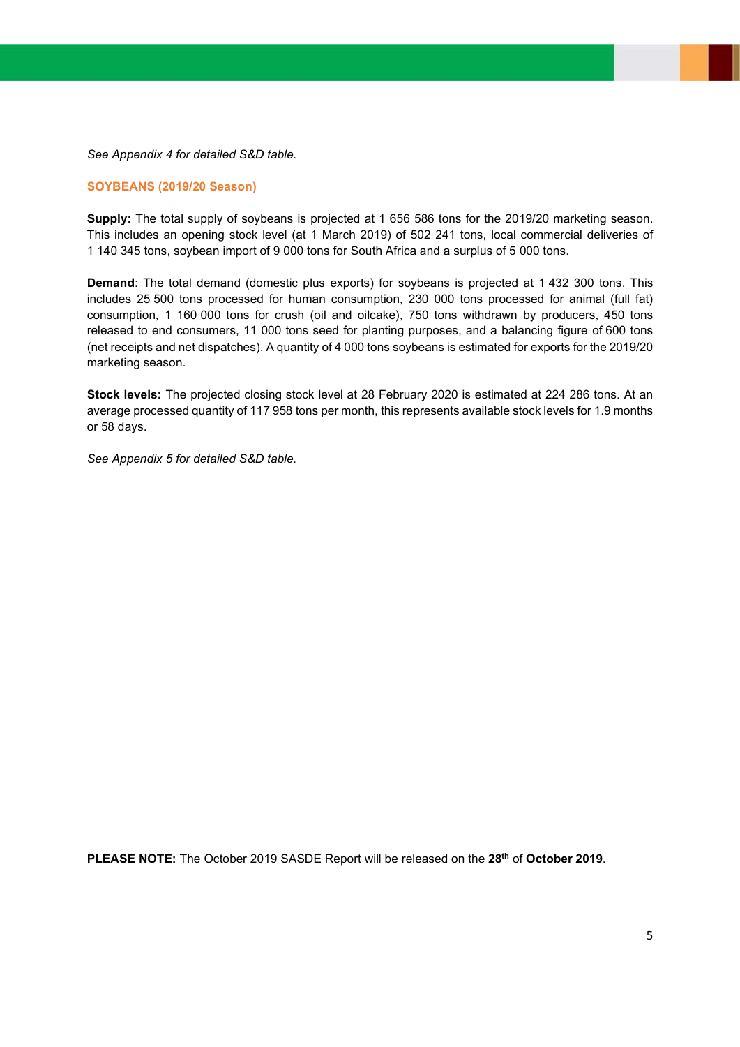*See Appendix 4 for detailed S&D table.*

## SOYBEANS (2019/20 Season)

**Supply:** The total supply of soybeans is projected at 1 656 586 tons for the 2019/20 marketing season. This includes an opening stock level (at 1 March 2019) of 502 241 tons, local commercial deliveries of 1 140 345 tons, soybean import of 9 000 tons for South Africa and a surplus of 5 000 tons.

**Demand**: The total demand (domestic plus exports) for soybeans is projected at 1 432 300 tons. This includes 25 500 tons processed for human consumption, 230 000 tons processed for animal (full fat) consumption, 1 160 000 tons for crush (oil and oilcake), 750 tons withdrawn by producers, 450 tons released to end consumers, 11 000 tons seed for planting purposes, and a balancing figure of 600 tons (net receipts and net dispatches). A quantity of 4 000 tons soybeans is estimated for exports for the 2019/20 marketing season.

**Stock levels:** The projected closing stock level at 28 February 2020 is estimated at 224 286 tons. At an average processed quantity of 117 958 tons per month, this represents available stock levels for 1.9 months or 58 days.

*See Appendix 5 for detailed S&D table.*

**PLEASE NOTE:** The October 2019 SASDE Report will be released on the **28th** of **October 2019**.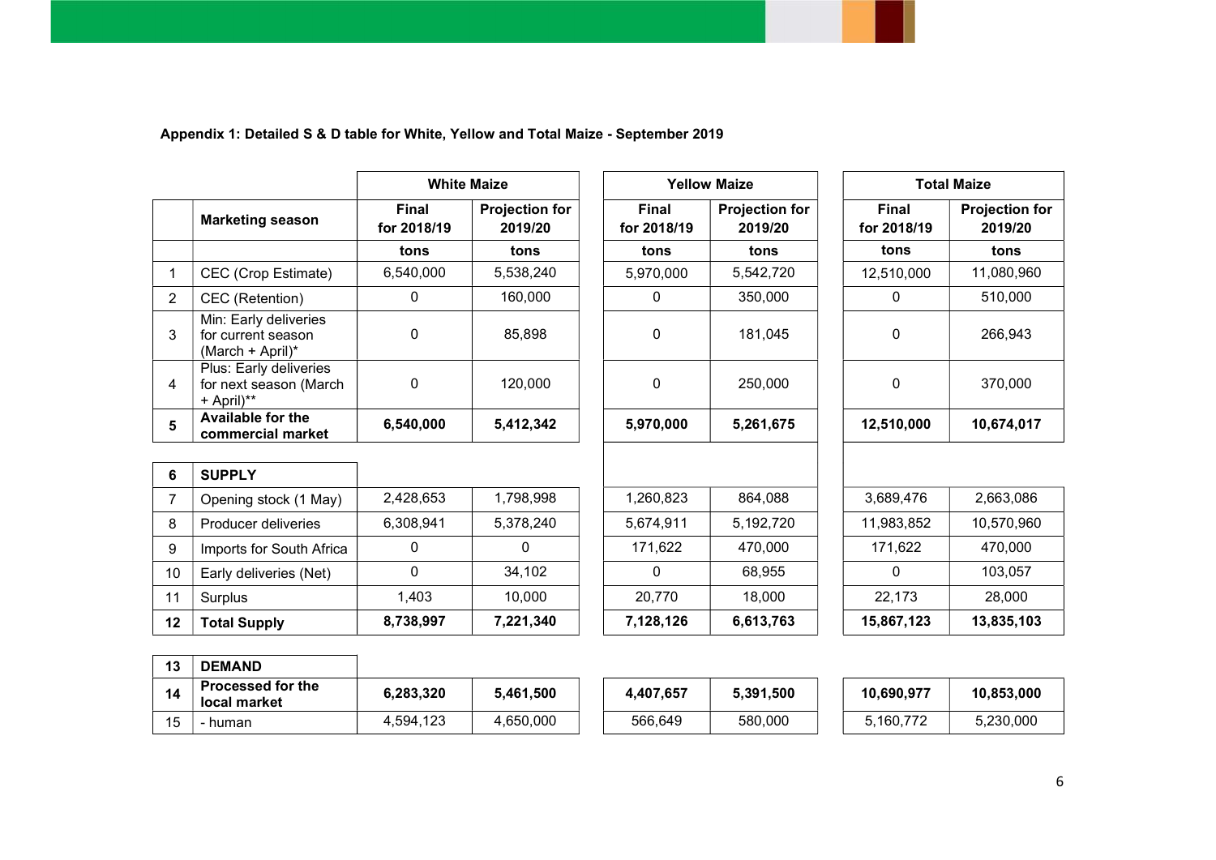**Appendix 1: Detailed S & D table for White, Yellow and Total Maize - September 2019**

| | Marketing season | White Maize | | Yellow Maize | | Total Maize | |
|---|---|---|---|---|---|---|---|
| | | Final for 2018/19 | Projection for 2019/20 | Final for 2018/19 | Projection for 2019/20 | Final for 2018/19 | Projection for 2019/20 |
| | | tons | tons | tons | tons | tons | tons |
| 1 | CEC (Crop Estimate) | 6,540,000 | 5,538,240 | 5,970,000 | 5,542,720 | 12,510,000 | 11,080,960 |
| 2 | CEC (Retention) | 0 | 160,000 | 0 | 350,000 | 0 | 510,000 |
| 3 | Min: Early deliveries for current season (March + April)* | 0 | 85,898 | 0 | 181,045 | 0 | 266,943 |
| 4 | Plus: Early deliveries for next season (March + April)** | 0 | 120,000 | 0 | 250,000 | 0 | 370,000 |
| **5** | **Available for the commercial market** | **6,540,000** | **5,412,342** | **5,970,000** | **5,261,675** | **12,510,000** | **10,674,017** |
| **6** | **SUPPLY** | | | | | | |
| 7 | Opening stock (1 May) | 2,428,653 | 1,798,998 | 1,260,823 | 864,088 | 3,689,476 | 2,663,086 |
| 8 | Producer deliveries | 6,308,941 | 5,378,240 | 5,674,911 | 5,192,720 | 11,983,852 | 10,570,960 |
| 9 | Imports for South Africa | 0 | 0 | 171,622 | 470,000 | 171,622 | 470,000 |
| 10 | Early deliveries (Net) | 0 | 34,102 | 0 | 68,955 | 0 | 103,057 |
| 11 | Surplus | 1,403 | 10,000 | 20,770 | 18,000 | 22,173 | 28,000 |
| **12** | **Total Supply** | **8,738,997** | **7,221,340** | **7,128,126** | **6,613,763** | **15,867,123** | **13,835,103** |
| **13** | **DEMAND** | | | | | | |
| **14** | **Processed for the local market** | **6,283,320** | **5,461,500** | **4,407,657** | **5,391,500** | **10,690,977** | **10,853,000** |
| 15 | - human | 4,594,123 | 4,650,000 | 566,649 | 580,000 | 5,160,772 | 5,230,000 |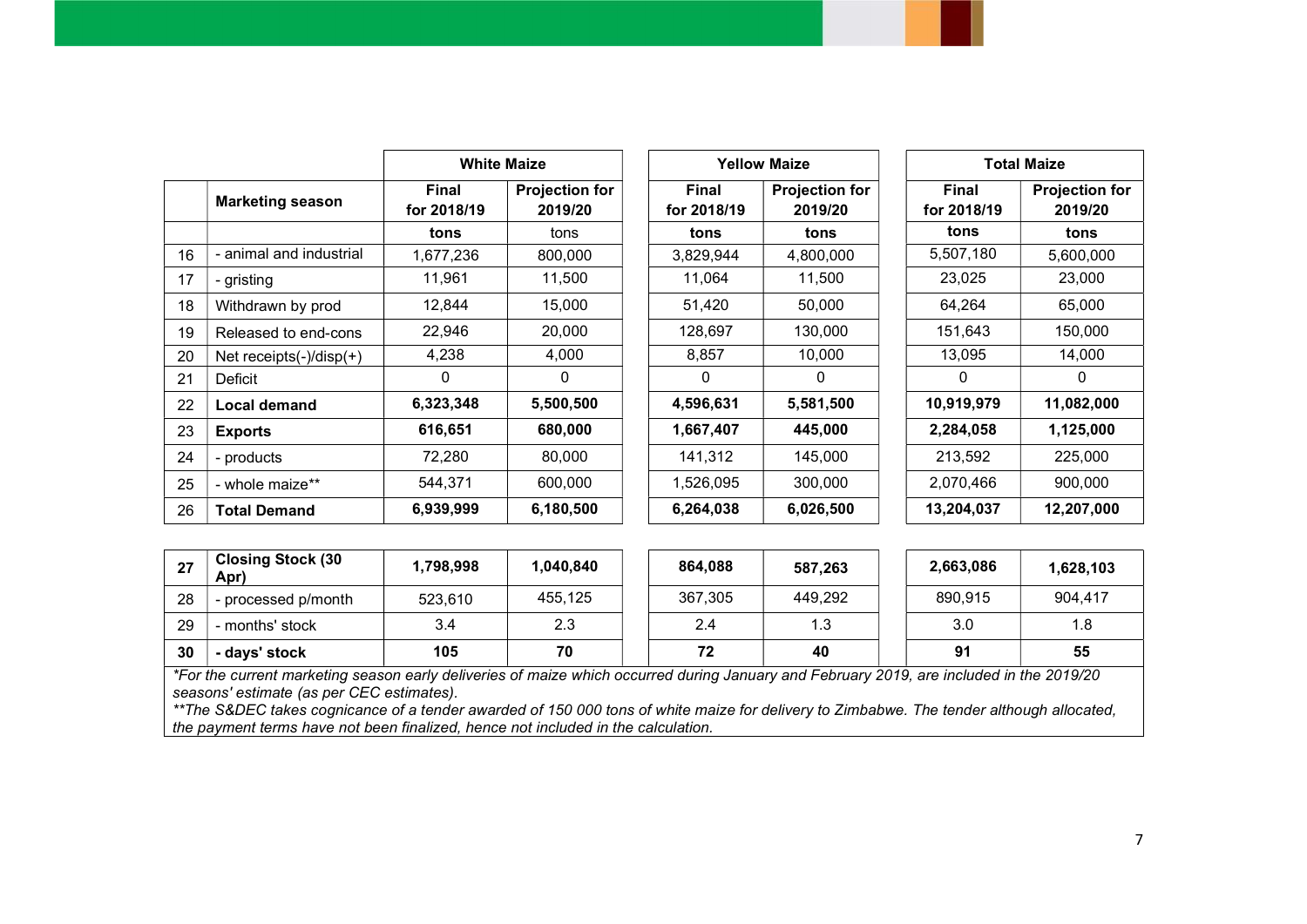| | | White Maize | | Yellow Maize | | Total Maize | |
|---|---|---|---|---|---|---|---|
| | **Marketing season** | **Final for 2018/19** | **Projection for 2019/20** | **Final for 2018/19** | **Projection for 2019/20** | **Final for 2018/19** | **Projection for 2019/20** |
| | | **tons** | tons | **tons** | **tons** | **tons** | **tons** |
| 16 | - animal and industrial | 1,677,236 | 800,000 | 3,829,944 | 4,800,000 | 5,507,180 | 5,600,000 |
| 17 | - gristing | 11,961 | 11,500 | 11,064 | 11,500 | 23,025 | 23,000 |
| 18 | Withdrawn by prod | 12,844 | 15,000 | 51,420 | 50,000 | 64,264 | 65,000 |
| 19 | Released to end-cons | 22,946 | 20,000 | 128,697 | 130,000 | 151,643 | 150,000 |
| 20 | Net receipts(-)/disp(+) | 4,238 | 4,000 | 8,857 | 10,000 | 13,095 | 14,000 |
| 21 | Deficit | 0 | 0 | 0 | 0 | 0 | 0 |
| 22 | **Local demand** | **6,323,348** | **5,500,500** | **4,596,631** | **5,581,500** | **10,919,979** | **11,082,000** |
| 23 | **Exports** | **616,651** | **680,000** | **1,667,407** | **445,000** | **2,284,058** | **1,125,000** |
| 24 | - products | 72,280 | 80,000 | 141,312 | 145,000 | 213,592 | 225,000 |
| 25 | - whole maize** | 544,371 | 600,000 | 1,526,095 | 300,000 | 2,070,466 | 900,000 |
| 26 | **Total Demand** | **6,939,999** | **6,180,500** | **6,264,038** | **6,026,500** | **13,204,037** | **12,207,000** |
| 27 | **Closing Stock (30 Apr)** | **1,798,998** | **1,040,840** | **864,088** | **587,263** | **2,663,086** | **1,628,103** |
| 28 | - processed p/month | 523,610 | 455,125 | 367,305 | 449,292 | 890,915 | 904,417 |
| 29 | - months' stock | 3.4 | 2.3 | 2.4 | 1.3 | 3.0 | 1.8 |
| 30 | **- days' stock** | **105** | **70** | **72** | **40** | **91** | **55** |

*For the current marketing season early deliveries of maize which occurred during January and February 2019, are included in the 2019/20 seasons' estimate (as per CEC estimates).

**The S&DEC takes cognicance of a tender awarded of 150 000 tons of white maize for delivery to Zimbabwe. The tender although allocated, the payment terms have not been finalized, hence not included in the calculation.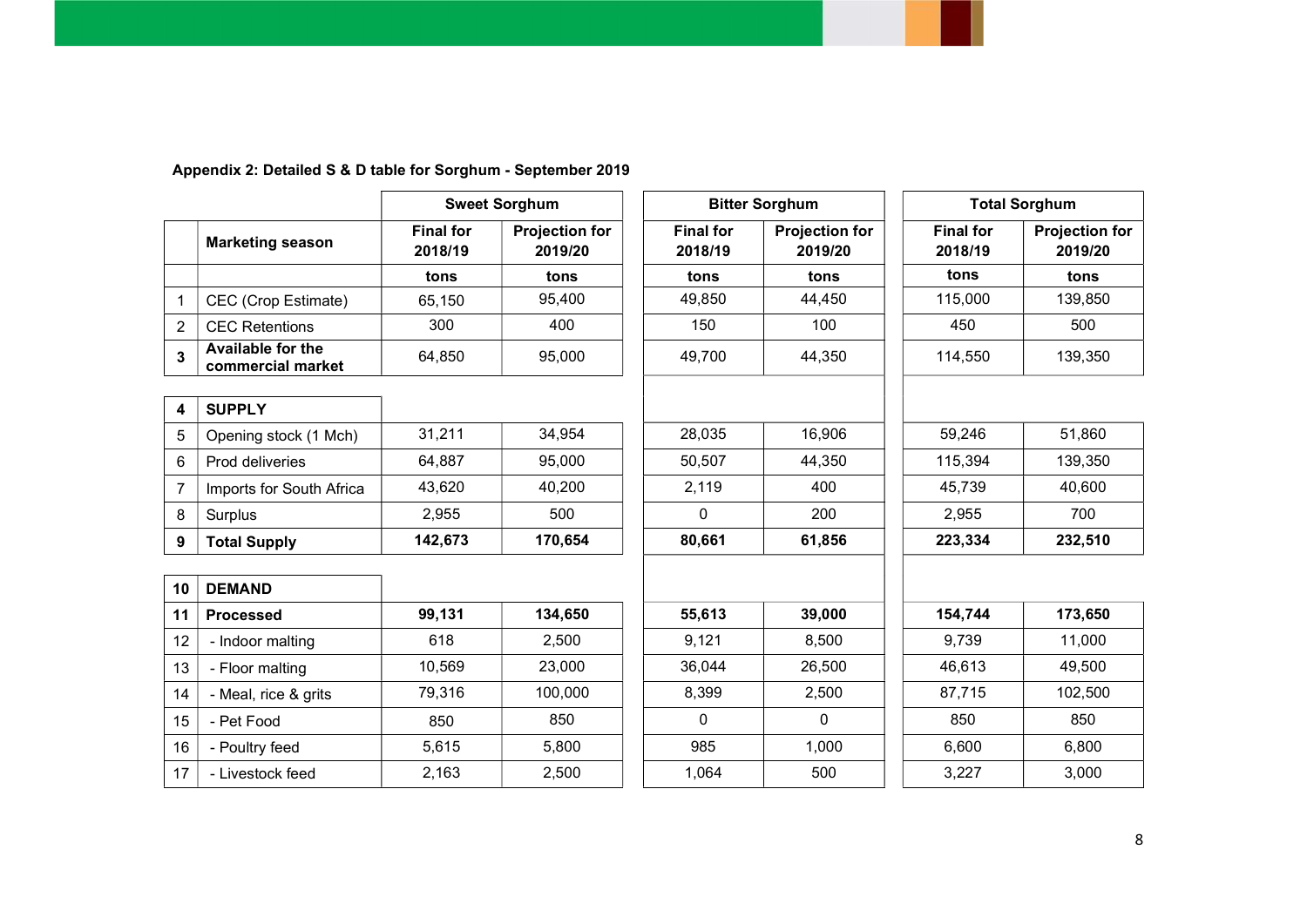**Appendix 2: Detailed S & D table for Sorghum - September 2019**

| | | Sweet Sorghum | | Bitter Sorghum | | Total Sorghum | |
|---|---|---|---|---|---|---|---|
| | **Marketing season** | **Final for 2018/19** | **Projection for 2019/20** | **Final for 2018/19** | **Projection for 2019/20** | **Final for 2018/19** | **Projection for 2019/20** |
| | | **tons** | **tons** | **tons** | **tons** | **tons** | **tons** |
| 1 | CEC (Crop Estimate) | 65,150 | 95,400 | 49,850 | 44,450 | 115,000 | 139,850 |
| 2 | CEC Retentions | 300 | 400 | 150 | 100 | 450 | 500 |
| **3** | **Available for the commercial market** | 64,850 | 95,000 | 49,700 | 44,350 | 114,550 | 139,350 |
| **4** | **SUPPLY** | | | | | | |
| 5 | Opening stock (1 Mch) | 31,211 | 34,954 | 28,035 | 16,906 | 59,246 | 51,860 |
| 6 | Prod deliveries | 64,887 | 95,000 | 50,507 | 44,350 | 115,394 | 139,350 |
| 7 | Imports for South Africa | 43,620 | 40,200 | 2,119 | 400 | 45,739 | 40,600 |
| 8 | Surplus | 2,955 | 500 | 0 | 200 | 2,955 | 700 |
| **9** | **Total Supply** | **142,673** | **170,654** | **80,661** | **61,856** | **223,334** | **232,510** |
| **10** | **DEMAND** | | | | | | |
| **11** | **Processed** | **99,131** | **134,650** | **55,613** | **39,000** | **154,744** | **173,650** |
| 12 | - Indoor malting | 618 | 2,500 | 9,121 | 8,500 | 9,739 | 11,000 |
| 13 | - Floor malting | 10,569 | 23,000 | 36,044 | 26,500 | 46,613 | 49,500 |
| 14 | - Meal, rice & grits | 79,316 | 100,000 | 8,399 | 2,500 | 87,715 | 102,500 |
| 15 | - Pet Food | 850 | 850 | 0 | 0 | 850 | 850 |
| 16 | - Poultry feed | 5,615 | 5,800 | 985 | 1,000 | 6,600 | 6,800 |
| 17 | - Livestock feed | 2,163 | 2,500 | 1,064 | 500 | 3,227 | 3,000 |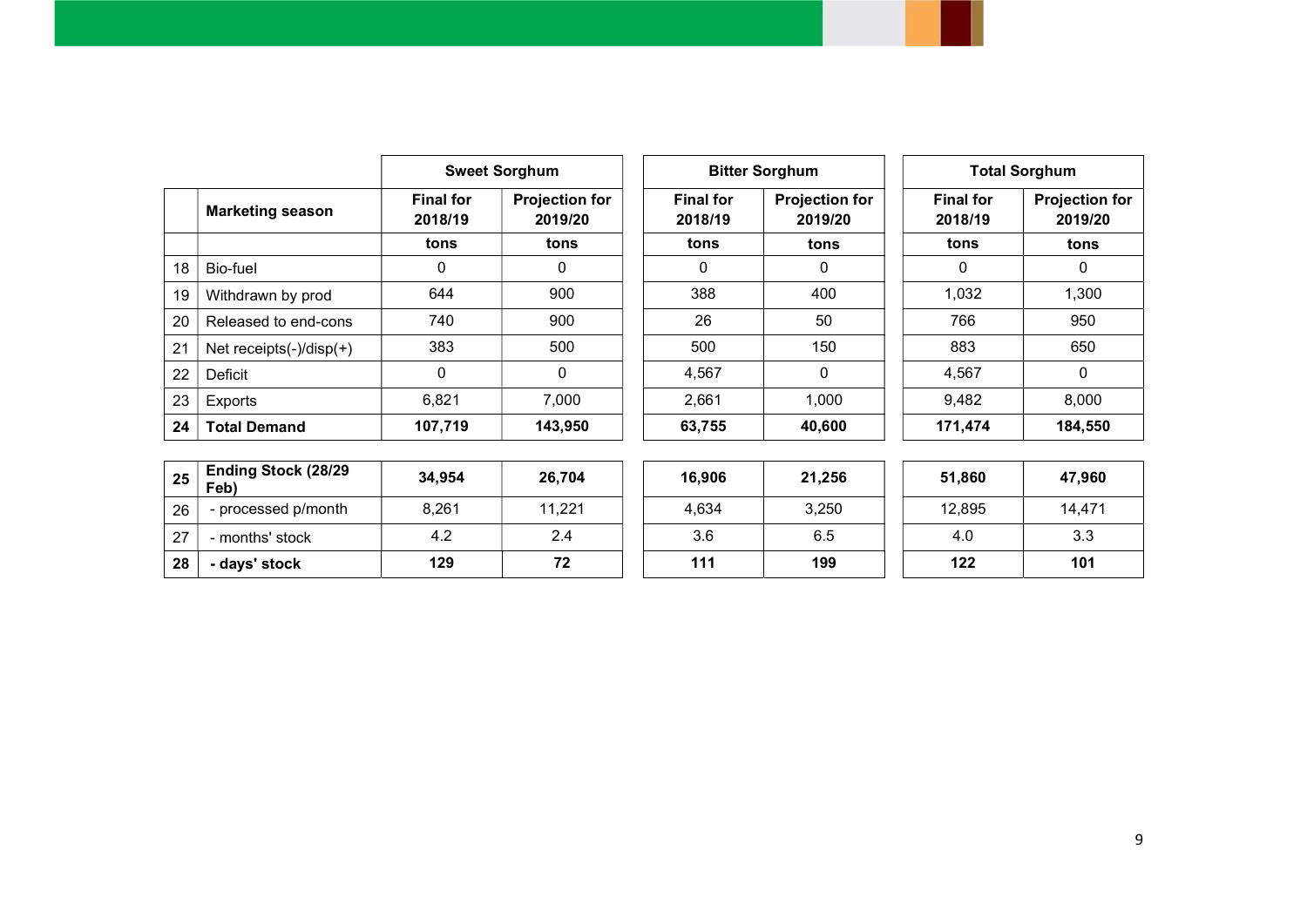| | | Sweet Sorghum | | Bitter Sorghum | | Total Sorghum | |
|---|---|---|---|---|---|---|---|
| | **Marketing season** | **Final for 2018/19** | **Projection for 2019/20** | **Final for 2018/19** | **Projection for 2019/20** | **Final for 2018/19** | **Projection for 2019/20** |
| | | **tons** | **tons** | **tons** | **tons** | **tons** | **tons** |
| 18 | Bio-fuel | 0 | 0 | 0 | 0 | 0 | 0 |
| 19 | Withdrawn by prod | 644 | 900 | 388 | 400 | 1,032 | 1,300 |
| 20 | Released to end-cons | 740 | 900 | 26 | 50 | 766 | 950 |
| 21 | Net receipts(-)/disp(+) | 383 | 500 | 500 | 150 | 883 | 650 |
| 22 | Deficit | 0 | 0 | 4,567 | 0 | 4,567 | 0 |
| 23 | Exports | 6,821 | 7,000 | 2,661 | 1,000 | 9,482 | 8,000 |
| **24** | **Total Demand** | **107,719** | **143,950** | **63,755** | **40,600** | **171,474** | **184,550** |
| **25** | **Ending Stock (28/29 Feb)** | **34,954** | **26,704** | **16,906** | **21,256** | **51,860** | **47,960** |
| 26 | - processed p/month | 8,261 | 11,221 | 4,634 | 3,250 | 12,895 | 14,471 |
| 27 | - months' stock | 4.2 | 2.4 | 3.6 | 6.5 | 4.0 | 3.3 |
| **28** | **- days' stock** | **129** | **72** | **111** | **199** | **122** | **101** |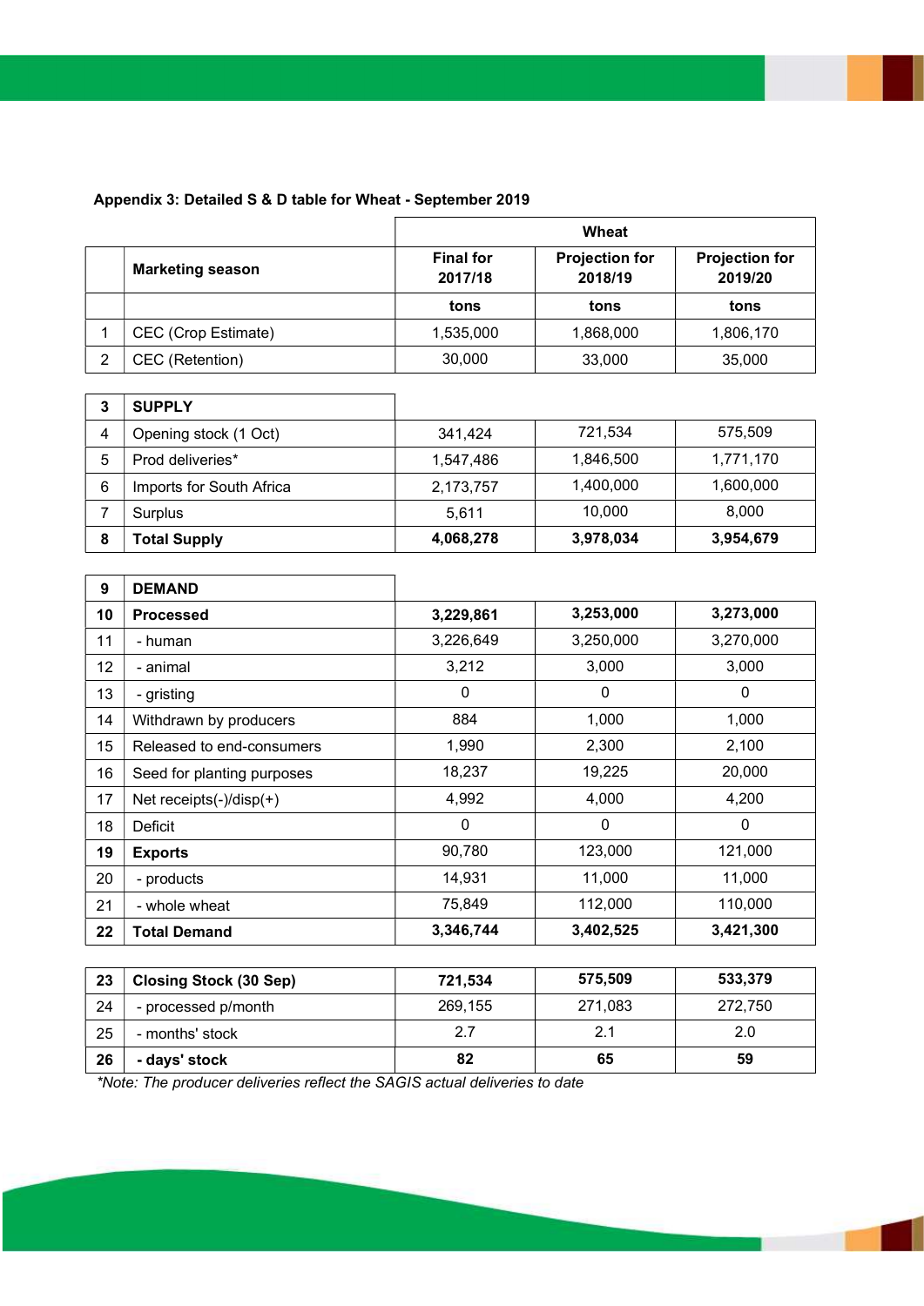**Appendix 3: Detailed S & D table for Wheat - September 2019**

| | | Wheat | | |
|---|---|---|---|---|
| | **Marketing season** | **Final for 2017/18** | **Projection for 2018/19** | **Projection for 2019/20** |
| | | **tons** | **tons** | **tons** |
| 1 | CEC (Crop Estimate) | 1,535,000 | 1,868,000 | 1,806,170 |
| 2 | CEC (Retention) | 30,000 | 33,000 | 35,000 |
| **3** | **SUPPLY** | | | |
| 4 | Opening stock (1 Oct) | 341,424 | 721,534 | 575,509 |
| 5 | Prod deliveries* | 1,547,486 | 1,846,500 | 1,771,170 |
| 6 | Imports for South Africa | 2,173,757 | 1,400,000 | 1,600,000 |
| 7 | Surplus | 5,611 | 10,000 | 8,000 |
| **8** | **Total Supply** | **4,068,278** | **3,978,034** | **3,954,679** |
| **9** | **DEMAND** | | | |
| **10** | **Processed** | **3,229,861** | **3,253,000** | **3,273,000** |
| 11 | - human | 3,226,649 | 3,250,000 | 3,270,000 |
| 12 | - animal | 3,212 | 3,000 | 3,000 |
| 13 | - gristing | 0 | 0 | 0 |
| 14 | Withdrawn by producers | 884 | 1,000 | 1,000 |
| 15 | Released to end-consumers | 1,990 | 2,300 | 2,100 |
| 16 | Seed for planting purposes | 18,237 | 19,225 | 20,000 |
| 17 | Net receipts(-)/disp(+) | 4,992 | 4,000 | 4,200 |
| 18 | Deficit | 0 | 0 | 0 |
| **19** | **Exports** | 90,780 | 123,000 | 121,000 |
| 20 | - products | 14,931 | 11,000 | 11,000 |
| 21 | - whole wheat | 75,849 | 112,000 | 110,000 |
| **22** | **Total Demand** | **3,346,744** | **3,402,525** | **3,421,300** |
| **23** | **Closing Stock (30 Sep)** | **721,534** | **575,509** | **533,379** |
| 24 | - processed p/month | 269,155 | 271,083 | 272,750 |
| 25 | - months' stock | 2.7 | 2.1 | 2.0 |
| **26** | **- days' stock** | **82** | **65** | **59** |

*\*Note: The producer deliveries reflect the SAGIS actual deliveries to date*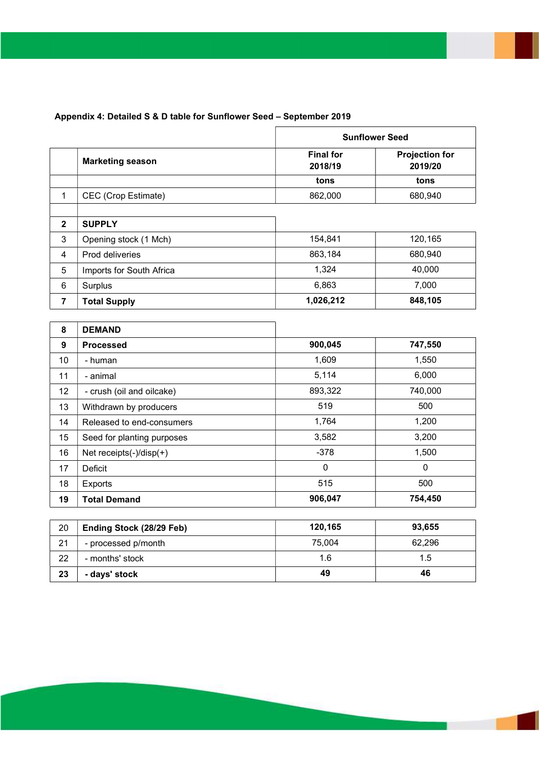**Appendix 4: Detailed S & D table for Sunflower Seed – September 2019**

| | | Sunflower Seed | |
|---|---|---|---|
| | **Marketing season** | **Final for 2018/19** | **Projection for 2019/20** |
| | | **tons** | **tons** |
| 1 | CEC (Crop Estimate) | 862,000 | 680,940 |
| | | | |
| **2** | **SUPPLY** | | |
| 3 | Opening stock (1 Mch) | 154,841 | 120,165 |
| 4 | Prod deliveries | 863,184 | 680,940 |
| 5 | Imports for South Africa | 1,324 | 40,000 |
| 6 | Surplus | 6,863 | 7,000 |
| **7** | **Total Supply** | **1,026,212** | **848,105** |
| | | | |
| **8** | **DEMAND** | | |
| **9** | **Processed** | **900,045** | **747,550** |
| 10 | - human | 1,609 | 1,550 |
| 11 | - animal | 5,114 | 6,000 |
| 12 | - crush (oil and oilcake) | 893,322 | 740,000 |
| 13 | Withdrawn by producers | 519 | 500 |
| 14 | Released to end-consumers | 1,764 | 1,200 |
| 15 | Seed for planting purposes | 3,582 | 3,200 |
| 16 | Net receipts(-)/disp(+) | -378 | 1,500 |
| 17 | Deficit | 0 | 0 |
| 18 | Exports | 515 | 500 |
| **19** | **Total Demand** | **906,047** | **754,450** |
| | | | |
| 20 | **Ending Stock (28/29 Feb)** | **120,165** | **93,655** |
| 21 | - processed p/month | 75,004 | 62,296 |
| 22 | - months' stock | 1.6 | 1.5 |
| **23** | **- days' stock** | **49** | **46** |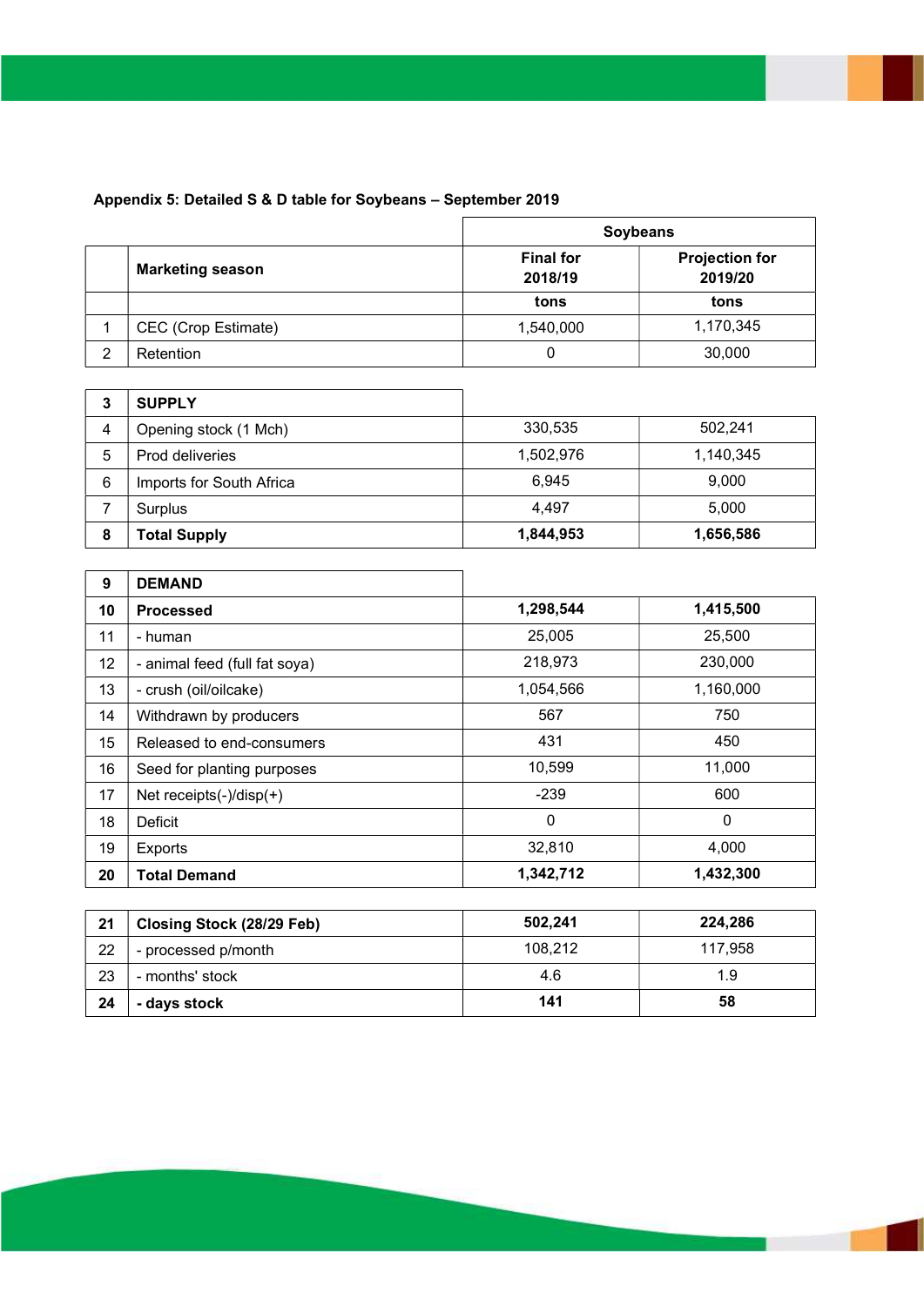**Appendix 5: Detailed S & D table for Soybeans – September 2019**

| | | Soybeans | |
|---|---|---|---|
| | **Marketing season** | **Final for 2018/19** | **Projection for 2019/20** |
| | | **tons** | **tons** |
| 1 | CEC (Crop Estimate) | 1,540,000 | 1,170,345 |
| 2 | Retention | 0 | 30,000 |
| **3** | **SUPPLY** | | |
| 4 | Opening stock (1 Mch) | 330,535 | 502,241 |
| 5 | Prod deliveries | 1,502,976 | 1,140,345 |
| 6 | Imports for South Africa | 6,945 | 9,000 |
| 7 | Surplus | 4,497 | 5,000 |
| **8** | **Total Supply** | **1,844,953** | **1,656,586** |
| **9** | **DEMAND** | | |
| **10** | **Processed** | **1,298,544** | **1,415,500** |
| 11 | - human | 25,005 | 25,500 |
| 12 | - animal feed (full fat soya) | 218,973 | 230,000 |
| 13 | - crush (oil/oilcake) | 1,054,566 | 1,160,000 |
| 14 | Withdrawn by producers | 567 | 750 |
| 15 | Released to end-consumers | 431 | 450 |
| 16 | Seed for planting purposes | 10,599 | 11,000 |
| 17 | Net receipts(-)/disp(+) | -239 | 600 |
| 18 | Deficit | 0 | 0 |
| 19 | Exports | 32,810 | 4,000 |
| **20** | **Total Demand** | **1,342,712** | **1,432,300** |
| **21** | **Closing Stock (28/29 Feb)** | **502,241** | **224,286** |
| 22 | - processed p/month | 108,212 | 117,958 |
| 23 | - months' stock | 4.6 | 1.9 |
| **24** | **- days stock** | **141** | **58** |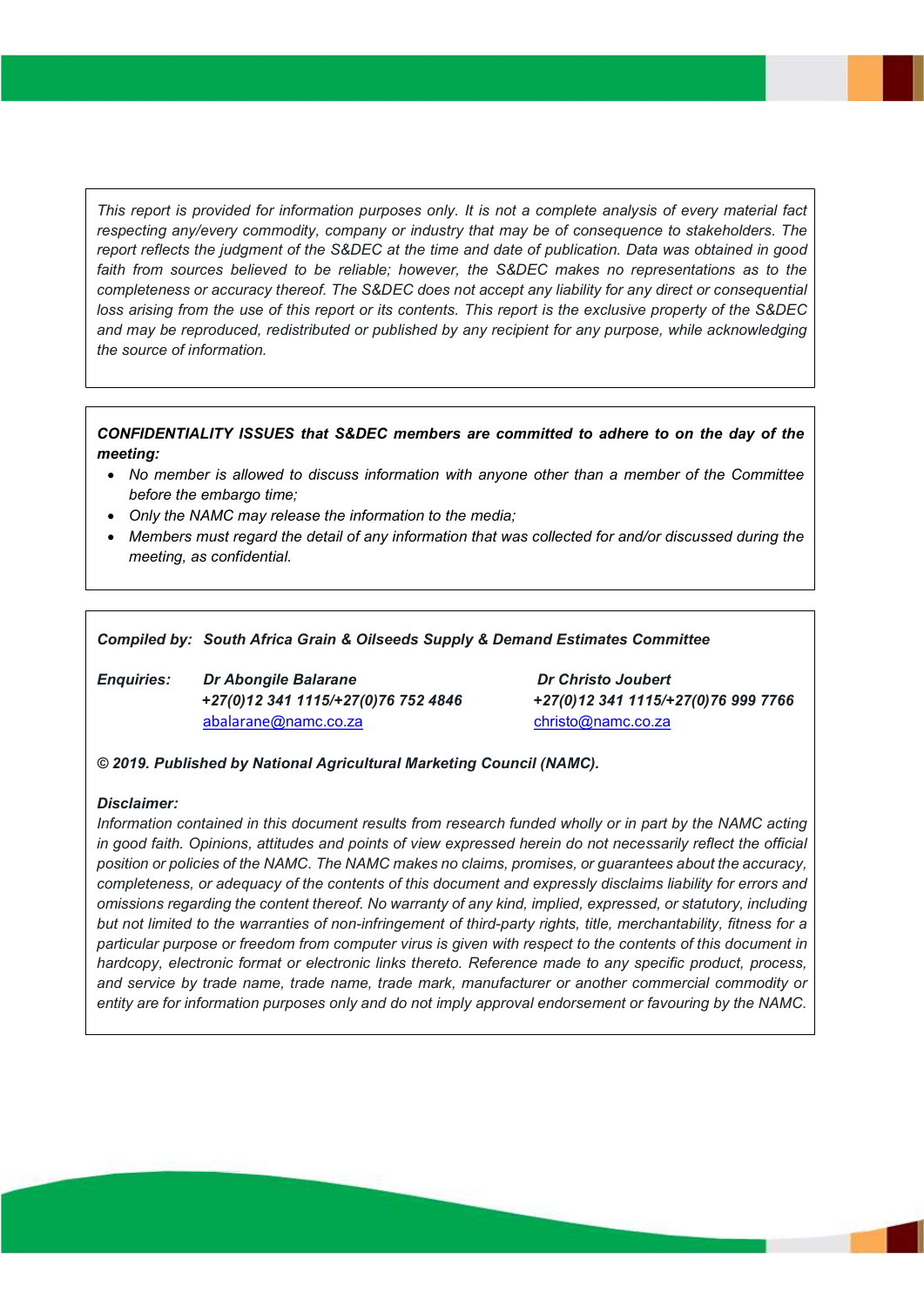*This report is provided for information purposes only. It is not a complete analysis of every material fact respecting any/every commodity, company or industry that may be of consequence to stakeholders. The report reflects the judgment of the S&DEC at the time and date of publication. Data was obtained in good faith from sources believed to be reliable; however, the S&DEC makes no representations as to the completeness or accuracy thereof. The S&DEC does not accept any liability for any direct or consequential loss arising from the use of this report or its contents. This report is the exclusive property of the S&DEC and may be reproduced, redistributed or published by any recipient for any purpose, while acknowledging the source of information.*

***CONFIDENTIALITY ISSUES that S&DEC members are committed to adhere to on the day of the meeting:***

- *No member is allowed to discuss information with anyone other than a member of the Committee before the embargo time;*
- *Only the NAMC may release the information to the media;*
- *Members must regard the detail of any information that was collected for and/or discussed during the meeting, as confidential.*

***Compiled by:*** ***South Africa Grain & Oilseeds Supply & Demand Estimates Committee***

***Enquiries:***

***Dr Abongile Balarane***
***+27(0)12 341 1115/+27(0)76 752 4846***
abalarane@namc.co.za

***Dr Christo Joubert***
***+27(0)12 341 1115/+27(0)76 999 7766***
christo@namc.co.za

***© 2019. Published by National Agricultural Marketing Council (NAMC).***

***Disclaimer:***

*Information contained in this document results from research funded wholly or in part by the NAMC acting in good faith. Opinions, attitudes and points of view expressed herein do not necessarily reflect the official position or policies of the NAMC. The NAMC makes no claims, promises, or guarantees about the accuracy, completeness, or adequacy of the contents of this document and expressly disclaims liability for errors and omissions regarding the content thereof. No warranty of any kind, implied, expressed, or statutory, including but not limited to the warranties of non-infringement of third-party rights, title, merchantability, fitness for a particular purpose or freedom from computer virus is given with respect to the contents of this document in hardcopy, electronic format or electronic links thereto. Reference made to any specific product, process, and service by trade name, trade name, trade mark, manufacturer or another commercial commodity or entity are for information purposes only and do not imply approval endorsement or favouring by the NAMC.*